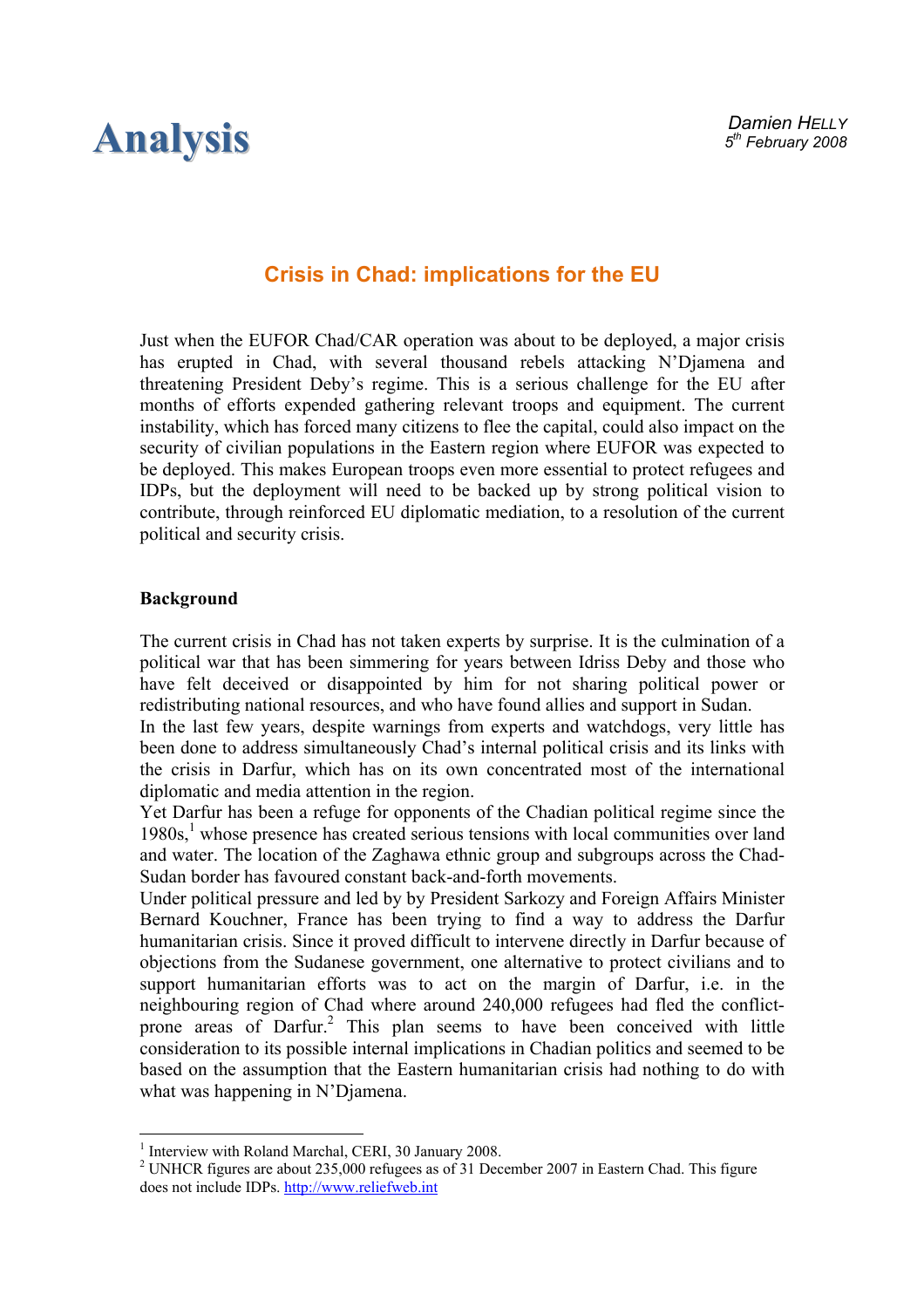# Analysis

*Damien HELLY*
*5th February 2008*

## Crisis in Chad: implications for the EU

Just when the EUFOR Chad/CAR operation was about to be deployed, a major crisis has erupted in Chad, with several thousand rebels attacking N'Djamena and threatening President Deby's regime. This is a serious challenge for the EU after months of efforts expended gathering relevant troops and equipment. The current instability, which has forced many citizens to flee the capital, could also impact on the security of civilian populations in the Eastern region where EUFOR was expected to be deployed. This makes European troops even more essential to protect refugees and IDPs, but the deployment will need to be backed up by strong political vision to contribute, through reinforced EU diplomatic mediation, to a resolution of the current political and security crisis.

### Background

The current crisis in Chad has not taken experts by surprise. It is the culmination of a political war that has been simmering for years between Idriss Deby and those who have felt deceived or disappointed by him for not sharing political power or redistributing national resources, and who have found allies and support in Sudan.

In the last few years, despite warnings from experts and watchdogs, very little has been done to address simultaneously Chad's internal political crisis and its links with the crisis in Darfur, which has on its own concentrated most of the international diplomatic and media attention in the region.

Yet Darfur has been a refuge for opponents of the Chadian political regime since the 1980s,[1] whose presence has created serious tensions with local communities over land and water. The location of the Zaghawa ethnic group and subgroups across the Chad-Sudan border has favoured constant back-and-forth movements.

Under political pressure and led by by President Sarkozy and Foreign Affairs Minister Bernard Kouchner, France has been trying to find a way to address the Darfur humanitarian crisis. Since it proved difficult to intervene directly in Darfur because of objections from the Sudanese government, one alternative to protect civilians and to support humanitarian efforts was to act on the margin of Darfur, i.e. in the neighbouring region of Chad where around 240,000 refugees had fled the conflict-prone areas of Darfur.[2] This plan seems to have been conceived with little consideration to its possible internal implications in Chadian politics and seemed to be based on the assumption that the Eastern humanitarian crisis had nothing to do with what was happening in N'Djamena.

---

[1] Interview with Roland Marchal, CERI, 30 January 2008.

[2] UNHCR figures are about 235,000 refugees as of 31 December 2007 in Eastern Chad. This figure does not include IDPs. http://www.reliefweb.int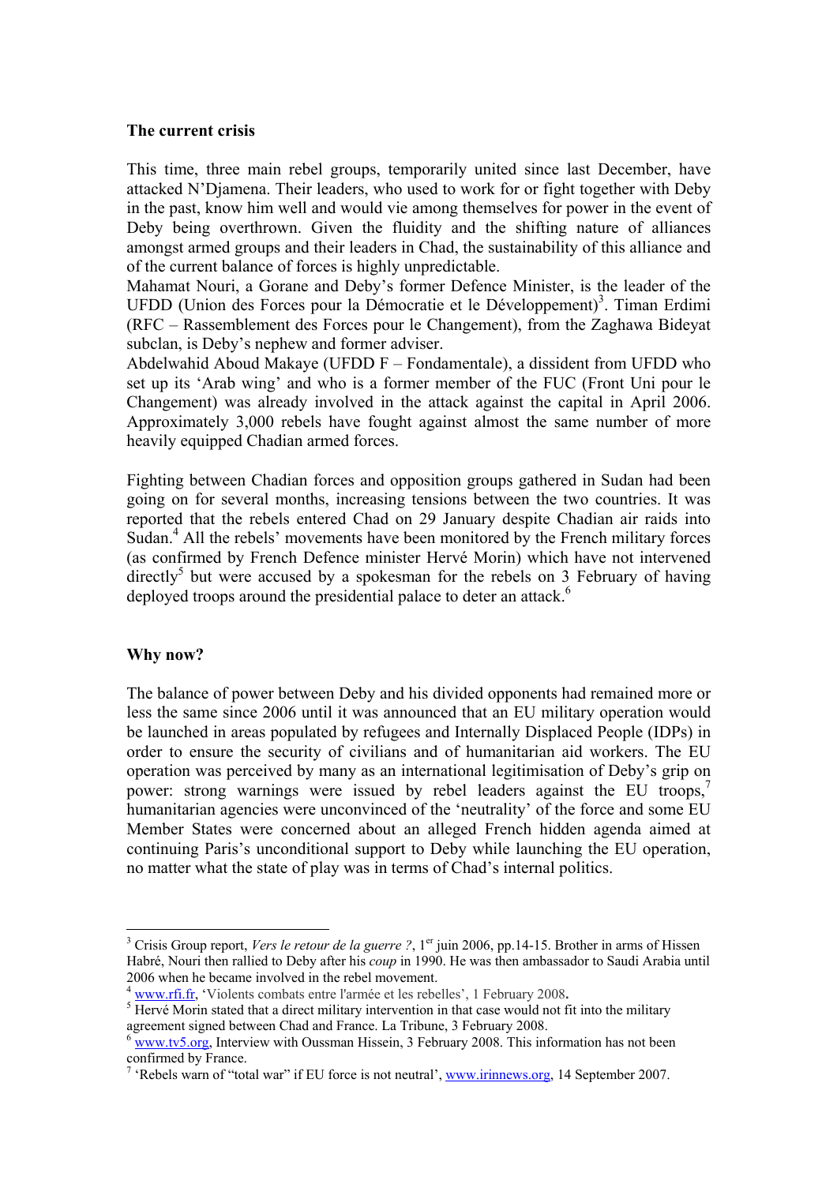**The current crisis**

This time, three main rebel groups, temporarily united since last December, have attacked N'Djamena. Their leaders, who used to work for or fight together with Deby in the past, know him well and would vie among themselves for power in the event of Deby being overthrown. Given the fluidity and the shifting nature of alliances amongst armed groups and their leaders in Chad, the sustainability of this alliance and of the current balance of forces is highly unpredictable.

Mahamat Nouri, a Gorane and Deby's former Defence Minister, is the leader of the UFDD (Union des Forces pour la Démocratie et le Développement)[3]. Timan Erdimi (RFC – Rassemblement des Forces pour le Changement), from the Zaghawa Bideyat subclan, is Deby's nephew and former adviser.

Abdelwahid Aboud Makaye (UFDD F – Fondamentale), a dissident from UFDD who set up its 'Arab wing' and who is a former member of the FUC (Front Uni pour le Changement) was already involved in the attack against the capital in April 2006. Approximately 3,000 rebels have fought against almost the same number of more heavily equipped Chadian armed forces.

Fighting between Chadian forces and opposition groups gathered in Sudan had been going on for several months, increasing tensions between the two countries. It was reported that the rebels entered Chad on 29 January despite Chadian air raids into Sudan.[4] All the rebels' movements have been monitored by the French military forces (as confirmed by French Defence minister Hervé Morin) which have not intervened directly[5] but were accused by a spokesman for the rebels on 3 February of having deployed troops around the presidential palace to deter an attack.[6]

**Why now?**

The balance of power between Deby and his divided opponents had remained more or less the same since 2006 until it was announced that an EU military operation would be launched in areas populated by refugees and Internally Displaced People (IDPs) in order to ensure the security of civilians and of humanitarian aid workers. The EU operation was perceived by many as an international legitimisation of Deby's grip on power: strong warnings were issued by rebel leaders against the EU troops,[7] humanitarian agencies were unconvinced of the 'neutrality' of the force and some EU Member States were concerned about an alleged French hidden agenda aimed at continuing Paris's unconditional support to Deby while launching the EU operation, no matter what the state of play was in terms of Chad's internal politics.

---

[3] Crisis Group report, *Vers le retour de la guerre ?*, 1er juin 2006, pp.14-15. Brother in arms of Hissen Habré, Nouri then rallied to Deby after his *coup* in 1990. He was then ambassador to Saudi Arabia until 2006 when he became involved in the rebel movement.

[4] www.rfi.fr, 'Violents combats entre l'armée et les rebelles', 1 February 2008.

[5] Hervé Morin stated that a direct military intervention in that case would not fit into the military agreement signed between Chad and France. La Tribune, 3 February 2008.

[6] www.tv5.org, Interview with Oussman Hissein, 3 February 2008. This information has not been confirmed by France.

[7] 'Rebels warn of "total war" if EU force is not neutral', www.irinnews.org, 14 September 2007.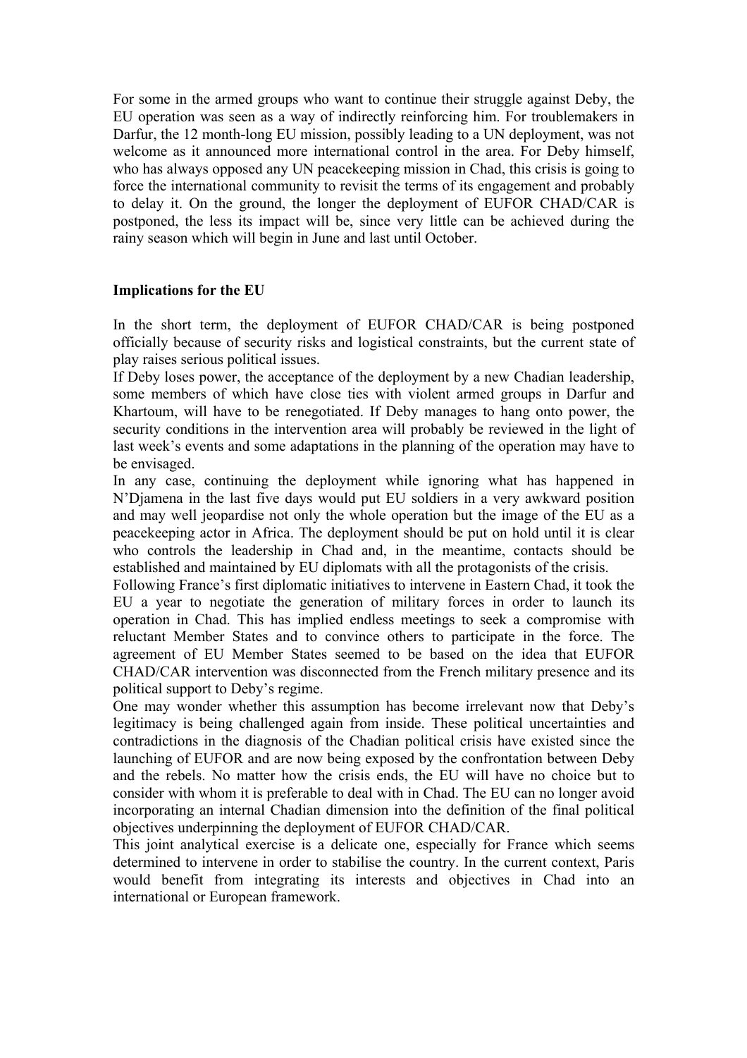For some in the armed groups who want to continue their struggle against Deby, the EU operation was seen as a way of indirectly reinforcing him. For troublemakers in Darfur, the 12 month-long EU mission, possibly leading to a UN deployment, was not welcome as it announced more international control in the area. For Deby himself, who has always opposed any UN peacekeeping mission in Chad, this crisis is going to force the international community to revisit the terms of its engagement and probably to delay it. On the ground, the longer the deployment of EUFOR CHAD/CAR is postponed, the less its impact will be, since very little can be achieved during the rainy season which will begin in June and last until October.

**Implications for the EU**

In the short term, the deployment of EUFOR CHAD/CAR is being postponed officially because of security risks and logistical constraints, but the current state of play raises serious political issues.

If Deby loses power, the acceptance of the deployment by a new Chadian leadership, some members of which have close ties with violent armed groups in Darfur and Khartoum, will have to be renegotiated. If Deby manages to hang onto power, the security conditions in the intervention area will probably be reviewed in the light of last week's events and some adaptations in the planning of the operation may have to be envisaged.

In any case, continuing the deployment while ignoring what has happened in N'Djamena in the last five days would put EU soldiers in a very awkward position and may well jeopardise not only the whole operation but the image of the EU as a peacekeeping actor in Africa. The deployment should be put on hold until it is clear who controls the leadership in Chad and, in the meantime, contacts should be established and maintained by EU diplomats with all the protagonists of the crisis.

Following France's first diplomatic initiatives to intervene in Eastern Chad, it took the EU a year to negotiate the generation of military forces in order to launch its operation in Chad. This has implied endless meetings to seek a compromise with reluctant Member States and to convince others to participate in the force. The agreement of EU Member States seemed to be based on the idea that EUFOR CHAD/CAR intervention was disconnected from the French military presence and its political support to Deby's regime.

One may wonder whether this assumption has become irrelevant now that Deby's legitimacy is being challenged again from inside. These political uncertainties and contradictions in the diagnosis of the Chadian political crisis have existed since the launching of EUFOR and are now being exposed by the confrontation between Deby and the rebels. No matter how the crisis ends, the EU will have no choice but to consider with whom it is preferable to deal with in Chad. The EU can no longer avoid incorporating an internal Chadian dimension into the definition of the final political objectives underpinning the deployment of EUFOR CHAD/CAR.

This joint analytical exercise is a delicate one, especially for France which seems determined to intervene in order to stabilise the country. In the current context, Paris would benefit from integrating its interests and objectives in Chad into an international or European framework.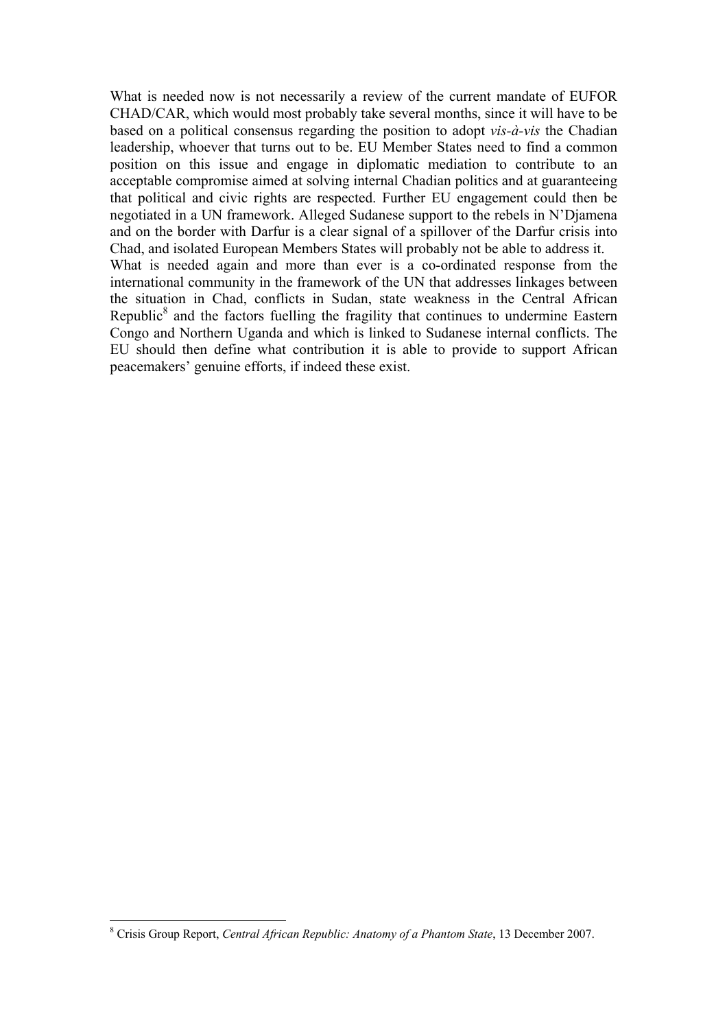What is needed now is not necessarily a review of the current mandate of EUFOR CHAD/CAR, which would most probably take several months, since it will have to be based on a political consensus regarding the position to adopt *vis-à-vis* the Chadian leadership, whoever that turns out to be. EU Member States need to find a common position on this issue and engage in diplomatic mediation to contribute to an acceptable compromise aimed at solving internal Chadian politics and at guaranteeing that political and civic rights are respected. Further EU engagement could then be negotiated in a UN framework. Alleged Sudanese support to the rebels in N'Djamena and on the border with Darfur is a clear signal of a spillover of the Darfur crisis into Chad, and isolated European Members States will probably not be able to address it.

What is needed again and more than ever is a co-ordinated response from the international community in the framework of the UN that addresses linkages between the situation in Chad, conflicts in Sudan, state weakness in the Central African Republic[8] and the factors fuelling the fragility that continues to undermine Eastern Congo and Northern Uganda and which is linked to Sudanese internal conflicts. The EU should then define what contribution it is able to provide to support African peacemakers' genuine efforts, if indeed these exist.

---

[8] Crisis Group Report, *Central African Republic: Anatomy of a Phantom State*, 13 December 2007.